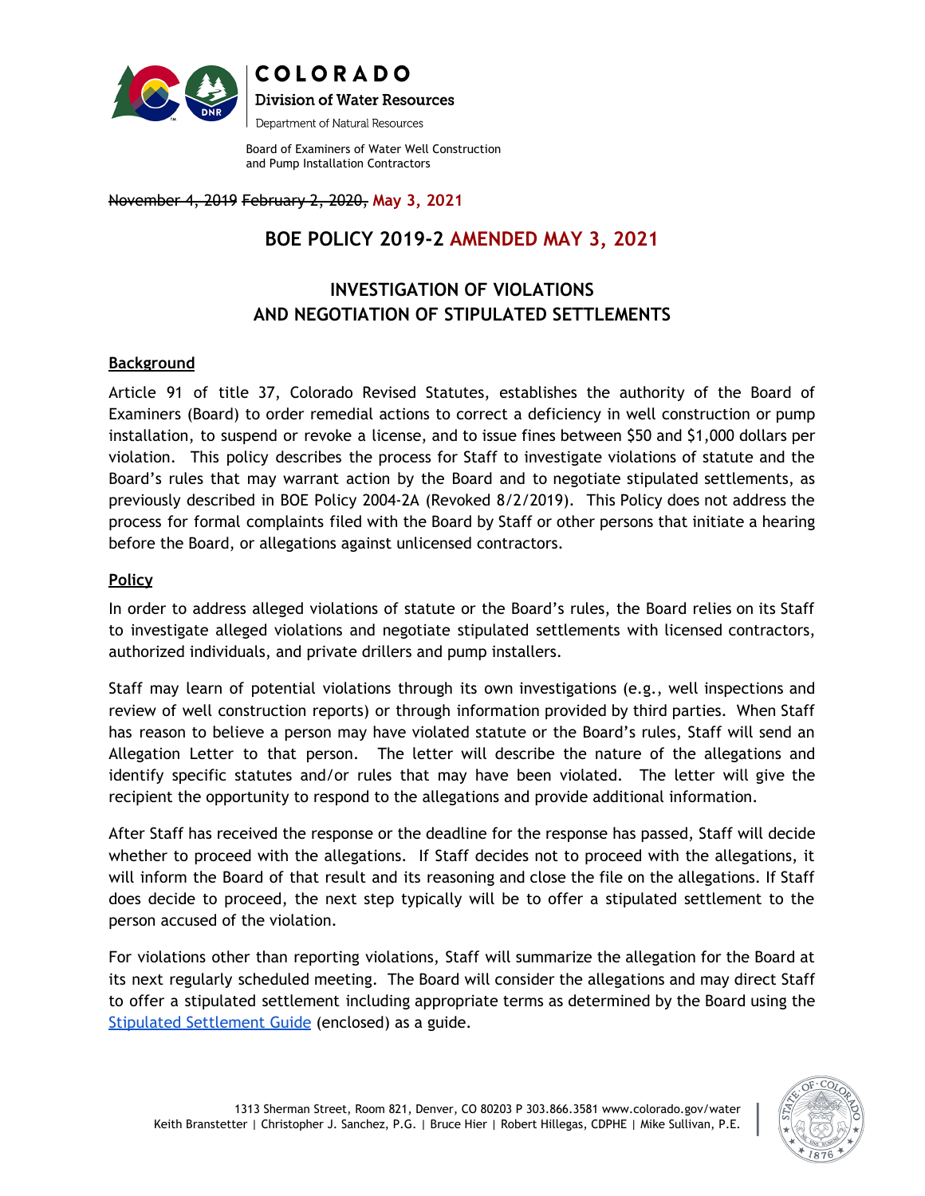COLORADO

Division of Water Resources

Department of Natural Resources

Board of Examiners of Water Well Construction and Pump Installation Contractors

~~November 4, 2019~~ ~~February 2, 2020,~~ May 3, 2021

## BOE POLICY 2019-2 AMENDED MAY 3, 2021

## INVESTIGATION OF VIOLATIONS AND NEGOTIATION OF STIPULATED SETTLEMENTS

### Background

Article 91 of title 37, Colorado Revised Statutes, establishes the authority of the Board of Examiners (Board) to order remedial actions to correct a deficiency in well construction or pump installation, to suspend or revoke a license, and to issue fines between $50 and $1,000 dollars per violation. This policy describes the process for Staff to investigate violations of statute and the Board's rules that may warrant action by the Board and to negotiate stipulated settlements, as previously described in BOE Policy 2004-2A (Revoked 8/2/2019). This Policy does not address the process for formal complaints filed with the Board by Staff or other persons that initiate a hearing before the Board, or allegations against unlicensed contractors.

### Policy

In order to address alleged violations of statute or the Board's rules, the Board relies on its Staff to investigate alleged violations and negotiate stipulated settlements with licensed contractors, authorized individuals, and private drillers and pump installers.

Staff may learn of potential violations through its own investigations (e.g., well inspections and review of well construction reports) or through information provided by third parties. When Staff has reason to believe a person may have violated statute or the Board's rules, Staff will send an Allegation Letter to that person. The letter will describe the nature of the allegations and identify specific statutes and/or rules that may have been violated. The letter will give the recipient the opportunity to respond to the allegations and provide additional information.

After Staff has received the response or the deadline for the response has passed, Staff will decide whether to proceed with the allegations. If Staff decides not to proceed with the allegations, it will inform the Board of that result and its reasoning and close the file on the allegations. If Staff does decide to proceed, the next step typically will be to offer a stipulated settlement to the person accused of the violation.

For violations other than reporting violations, Staff will summarize the allegation for the Board at its next regularly scheduled meeting. The Board will consider the allegations and may direct Staff to offer a stipulated settlement including appropriate terms as determined by the Board using the Stipulated Settlement Guide (enclosed) as a guide.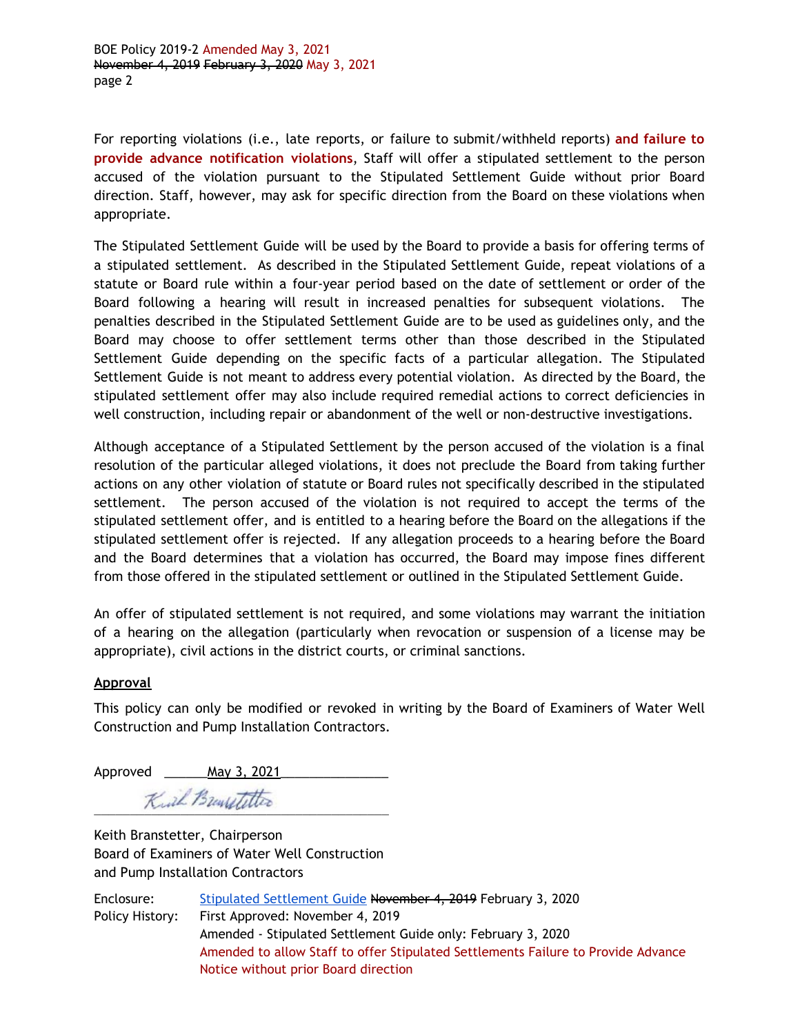For reporting violations (i.e., late reports, or failure to submit/withheld reports) **and failure to provide advance notification violations**, Staff will offer a stipulated settlement to the person accused of the violation pursuant to the Stipulated Settlement Guide without prior Board direction. Staff, however, may ask for specific direction from the Board on these violations when appropriate.

The Stipulated Settlement Guide will be used by the Board to provide a basis for offering terms of a stipulated settlement. As described in the Stipulated Settlement Guide, repeat violations of a statute or Board rule within a four-year period based on the date of settlement or order of the Board following a hearing will result in increased penalties for subsequent violations. The penalties described in the Stipulated Settlement Guide are to be used as guidelines only, and the Board may choose to offer settlement terms other than those described in the Stipulated Settlement Guide depending on the specific facts of a particular allegation. The Stipulated Settlement Guide is not meant to address every potential violation. As directed by the Board, the stipulated settlement offer may also include required remedial actions to correct deficiencies in well construction, including repair or abandonment of the well or non-destructive investigations.

Although acceptance of a Stipulated Settlement by the person accused of the violation is a final resolution of the particular alleged violations, it does not preclude the Board from taking further actions on any other violation of statute or Board rules not specifically described in the stipulated settlement. The person accused of the violation is not required to accept the terms of the stipulated settlement offer, and is entitled to a hearing before the Board on the allegations if the stipulated settlement offer is rejected. If any allegation proceeds to a hearing before the Board and the Board determines that a violation has occurred, the Board may impose fines different from those offered in the stipulated settlement or outlined in the Stipulated Settlement Guide.

An offer of stipulated settlement is not required, and some violations may warrant the initiation of a hearing on the allegation (particularly when revocation or suspension of a license may be appropriate), civil actions in the district courts, or criminal sanctions.

## Approval

This policy can only be modified or revoked in writing by the Board of Examiners of Water Well Construction and Pump Installation Contractors.

Approved May 3, 2021

Keith Branstetter (signature)

Keith Branstetter, Chairperson
Board of Examiners of Water Well Construction
and Pump Installation Contractors

Enclosure: Stipulated Settlement Guide ~~November 4, 2019~~ February 3, 2020

Policy History: First Approved: November 4, 2019
Amended - Stipulated Settlement Guide only: February 3, 2020
Amended to allow Staff to offer Stipulated Settlements Failure to Provide Advance Notice without prior Board direction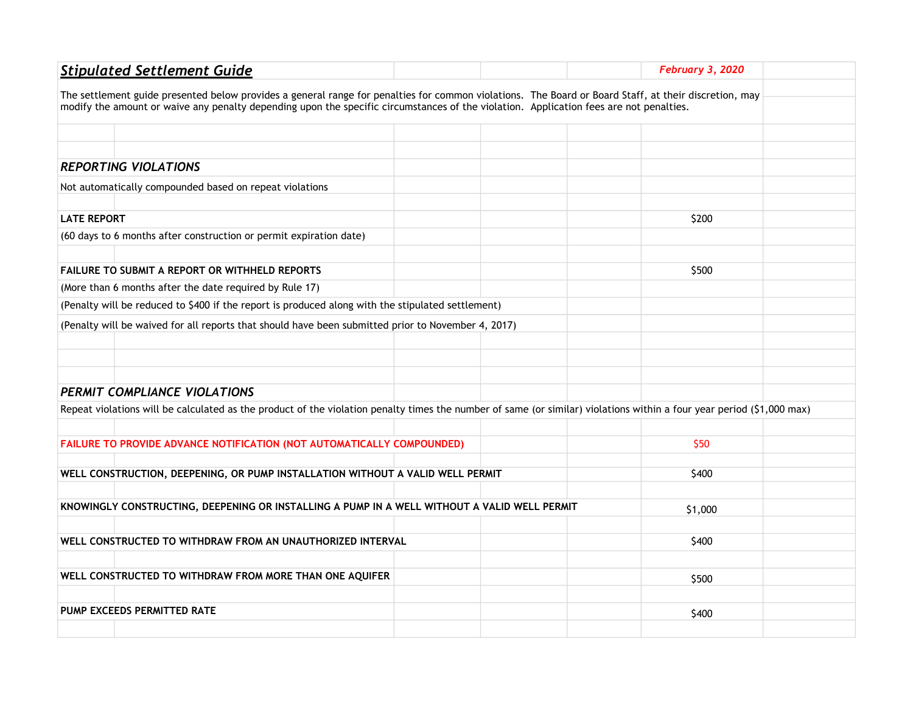## *Stipulated Settlement Guide*

*February 3, 2020*

The settlement guide presented below provides a general range for penalties for common violations. The Board or Board Staff, at their discretion, may modify the amount or waive any penalty depending upon the specific circumstances of the violation. Application fees are not penalties.

### *REPORTING VIOLATIONS*

Not automatically compounded based on repeat violations

| Violation | Penalty |
|---|---|
| **LATE REPORT** | $200 |
| (60 days to 6 months after construction or permit expiration date) | |
| **FAILURE TO SUBMIT A REPORT OR WITHHELD REPORTS** | $500 |
| (More than 6 months after the date required by Rule 17) | |
| (Penalty will be reduced to $400 if the report is produced along with the stipulated settlement) | |
| (Penalty will be waived for all reports that should have been submitted prior to November 4, 2017) | |

### *PERMIT COMPLIANCE VIOLATIONS*

Repeat violations will be calculated as the product of the violation penalty times the number of same (or similar) violations within a four year period ($1,000 max)

| Violation | Penalty |
|---|---|
| **FAILURE TO PROVIDE ADVANCE NOTIFICATION (NOT AUTOMATICALLY COMPOUNDED)** | $50 |
| **WELL CONSTRUCTION, DEEPENING, OR PUMP INSTALLATION WITHOUT A VALID WELL PERMIT** | $400 |
| **KNOWINGLY CONSTRUCTING, DEEPENING OR INSTALLING A PUMP IN A WELL WITHOUT A VALID WELL PERMIT** | $1,000 |
| **WELL CONSTRUCTED TO WITHDRAW FROM AN UNAUTHORIZED INTERVAL** | $400 |
| **WELL CONSTRUCTED TO WITHDRAW FROM MORE THAN ONE AQUIFER** | $500 |
| **PUMP EXCEEDS PERMITTED RATE** | $400 |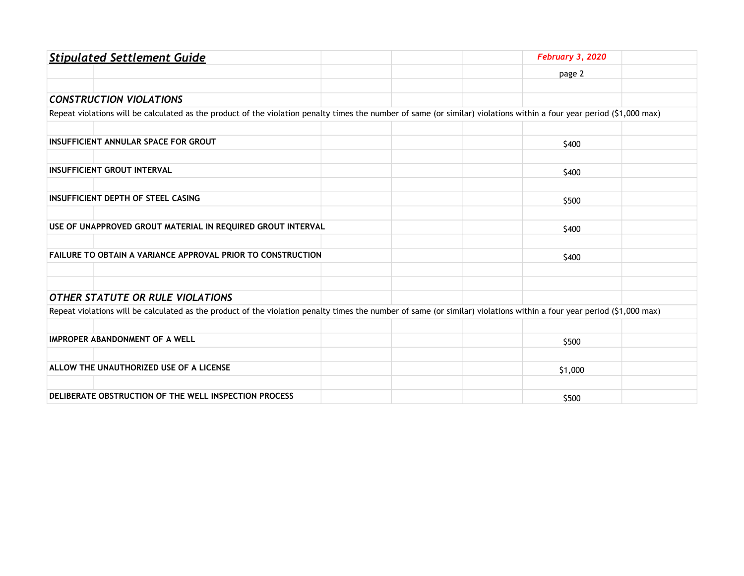## *Stipulated Settlement Guide*

*February 3, 2020*

### *CONSTRUCTION VIOLATIONS*

Repeat violations will be calculated as the product of the violation penalty times the number of same (or similar) violations within a four year period ($1,000 max)

| | |
|---|---|
| **INSUFFICIENT ANNULAR SPACE FOR GROUT** | $400 |
| **INSUFFICIENT GROUT INTERVAL** | $400 |
| **INSUFFICIENT DEPTH OF STEEL CASING** | $500 |
| **USE OF UNAPPROVED GROUT MATERIAL IN REQUIRED GROUT INTERVAL** | $400 |
| **FAILURE TO OBTAIN A VARIANCE APPROVAL PRIOR TO CONSTRUCTION** | $400 |

### *OTHER STATUTE OR RULE VIOLATIONS*

Repeat violations will be calculated as the product of the violation penalty times the number of same (or similar) violations within a four year period ($1,000 max)

| | |
|---|---|
| **IMPROPER ABANDONMENT OF A WELL** | $500 |
| **ALLOW THE UNAUTHORIZED USE OF A LICENSE** | $1,000 |
| **DELIBERATE OBSTRUCTION OF THE WELL INSPECTION PROCESS** | $500 |